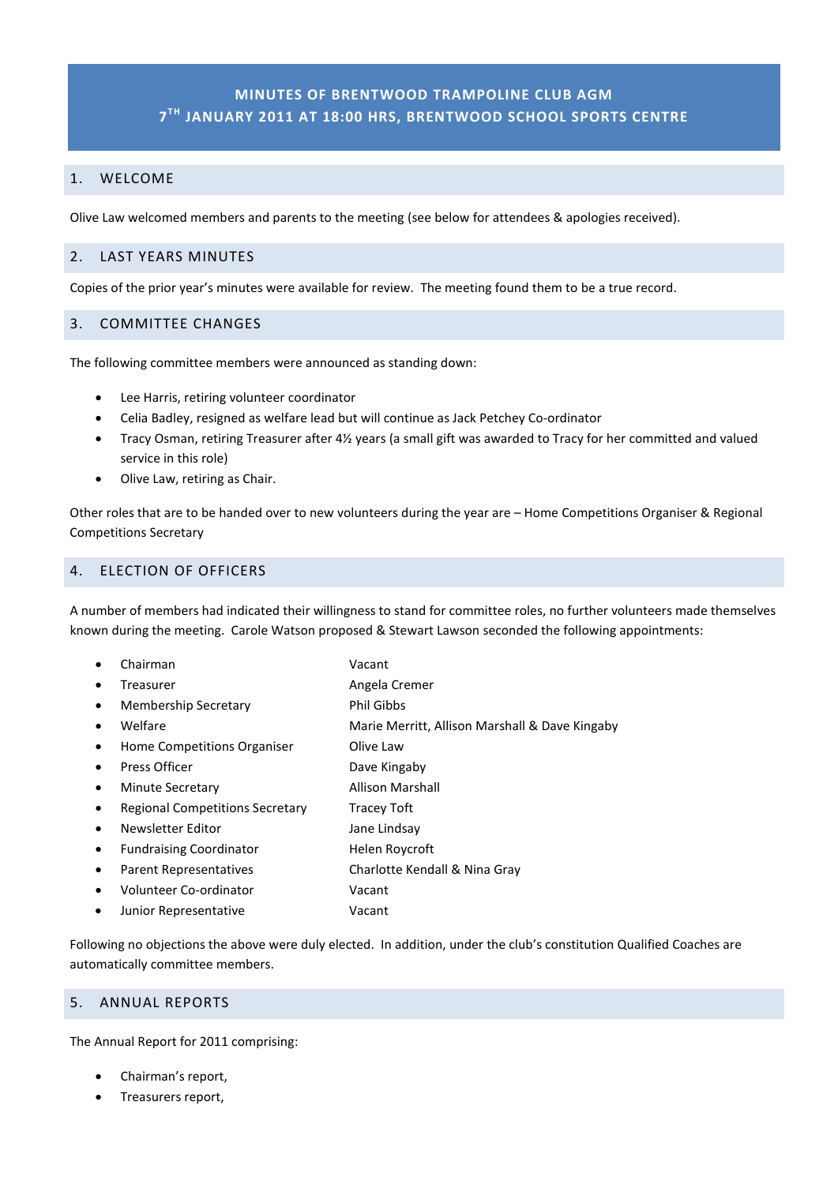# MINUTES OF BRENTWOOD TRAMPOLINE CLUB AGM
## 7TH JANUARY 2011 AT 18:00 HRS, BRENTWOOD SCHOOL SPORTS CENTRE

## 1. WELCOME

Olive Law welcomed members and parents to the meeting (see below for attendees & apologies received).

## 2. LAST YEARS MINUTES

Copies of the prior year's minutes were available for review. The meeting found them to be a true record.

## 3. COMMITTEE CHANGES

The following committee members were announced as standing down:

- Lee Harris, retiring volunteer coordinator
- Celia Badley, resigned as welfare lead but will continue as Jack Petchey Co-ordinator
- Tracy Osman, retiring Treasurer after 4½ years (a small gift was awarded to Tracy for her committed and valued service in this role)
- Olive Law, retiring as Chair.

Other roles that are to be handed over to new volunteers during the year are – Home Competitions Organiser & Regional Competitions Secretary

## 4. ELECTION OF OFFICERS

A number of members had indicated their willingness to stand for committee roles, no further volunteers made themselves known during the meeting. Carole Watson proposed & Stewart Lawson seconded the following appointments:

- Chairman — Vacant
- Treasurer — Angela Cremer
- Membership Secretary — Phil Gibbs
- Welfare — Marie Merritt, Allison Marshall & Dave Kingaby
- Home Competitions Organiser — Olive Law
- Press Officer — Dave Kingaby
- Minute Secretary — Allison Marshall
- Regional Competitions Secretary — Tracey Toft
- Newsletter Editor — Jane Lindsay
- Fundraising Coordinator — Helen Roycroft
- Parent Representatives — Charlotte Kendall & Nina Gray
- Volunteer Co-ordinator — Vacant
- Junior Representative — Vacant

Following no objections the above were duly elected. In addition, under the club's constitution Qualified Coaches are automatically committee members.

## 5. ANNUAL REPORTS

The Annual Report for 2011 comprising:

- Chairman's report,
- Treasurers report,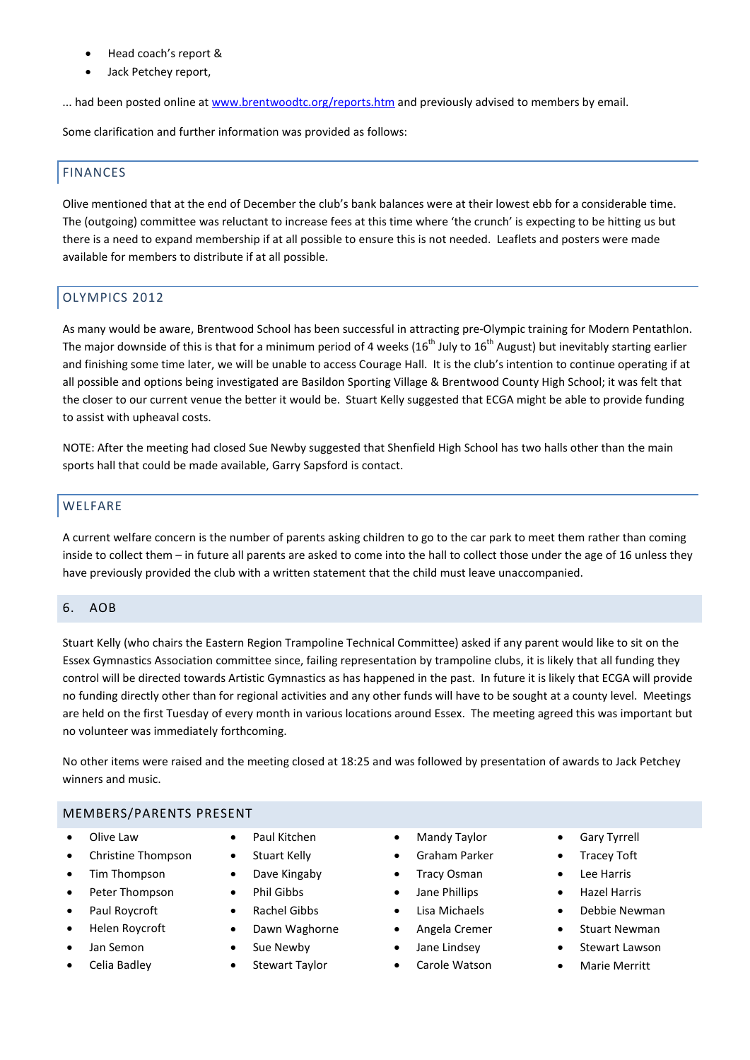- Head coach's report &
- Jack Petchey report,

... had been posted online at [www.brentwoodtc.org/reports.htm](www.brentwoodtc.org/reports.htm) and previously advised to members by email.

Some clarification and further information was provided as follows:

### FINANCES

Olive mentioned that at the end of December the club's bank balances were at their lowest ebb for a considerable time. The (outgoing) committee was reluctant to increase fees at this time where 'the crunch' is expecting to be hitting us but there is a need to expand membership if at all possible to ensure this is not needed. Leaflets and posters were made available for members to distribute if at all possible.

### OLYMPICS 2012

As many would be aware, Brentwood School has been successful in attracting pre-Olympic training for Modern Pentathlon. The major downside of this is that for a minimum period of 4 weeks (16th July to 16th August) but inevitably starting earlier and finishing some time later, we will be unable to access Courage Hall. It is the club's intention to continue operating if at all possible and options being investigated are Basildon Sporting Village & Brentwood County High School; it was felt that the closer to our current venue the better it would be. Stuart Kelly suggested that ECGA might be able to provide funding to assist with upheaval costs.

NOTE: After the meeting had closed Sue Newby suggested that Shenfield High School has two halls other than the main sports hall that could be made available, Garry Sapsford is contact.

### WELFARE

A current welfare concern is the number of parents asking children to go to the car park to meet them rather than coming inside to collect them – in future all parents are asked to come into the hall to collect those under the age of 16 unless they have previously provided the club with a written statement that the child must leave unaccompanied.

## 6. AOB

Stuart Kelly (who chairs the Eastern Region Trampoline Technical Committee) asked if any parent would like to sit on the Essex Gymnastics Association committee since, failing representation by trampoline clubs, it is likely that all funding they control will be directed towards Artistic Gymnastics as has happened in the past. In future it is likely that ECGA will provide no funding directly other than for regional activities and any other funds will have to be sought at a county level. Meetings are held on the first Tuesday of every month in various locations around Essex. The meeting agreed this was important but no volunteer was immediately forthcoming.

No other items were raised and the meeting closed at 18:25 and was followed by presentation of awards to Jack Petchey winners and music.

### MEMBERS/PARENTS PRESENT

- Olive Law
- Christine Thompson
- Tim Thompson
- Peter Thompson
- Paul Roycroft
- Helen Roycroft
- Jan Semon
- Celia Badley
- Paul Kitchen
- Stuart Kelly
- Dave Kingaby
- Phil Gibbs
- Rachel Gibbs
- Dawn Waghorne
- Sue Newby
- Stewart Taylor
- Mandy Taylor
- Graham Parker
- Tracy Osman
- Jane Phillips
- Lisa Michaels
- Angela Cremer
- Jane Lindsey
- Carole Watson
- Gary Tyrrell
- Tracey Toft
- Lee Harris
- Hazel Harris
- Debbie Newman
- Stuart Newman
- Stewart Lawson
- Marie Merritt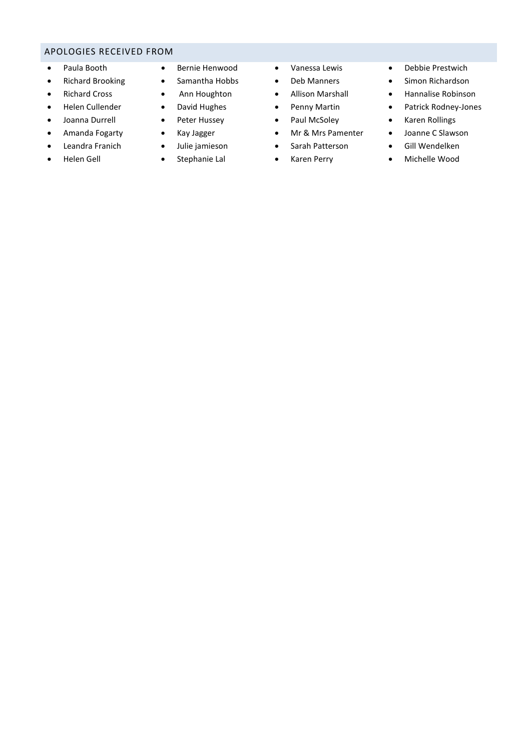## APOLOGIES RECEIVED FROM

- Paula Booth
- Richard Brooking
- Richard Cross
- Helen Cullender
- Joanna Durrell
- Amanda Fogarty
- Leandra Franich
- Helen Gell
- Bernie Henwood
- Samantha Hobbs
- Ann Houghton
- David Hughes
- Peter Hussey
- Kay Jagger
- Julie jamieson
- Stephanie Lal
- Vanessa Lewis
- Deb Manners
- Allison Marshall
- Penny Martin
- Paul McSoley
- Mr & Mrs Pamenter
- Sarah Patterson
- Karen Perry
- Debbie Prestwich
- Simon Richardson
- Hannalise Robinson
- Patrick Rodney-Jones
- Karen Rollings
- Joanne C Slawson
- Gill Wendelken
- Michelle Wood